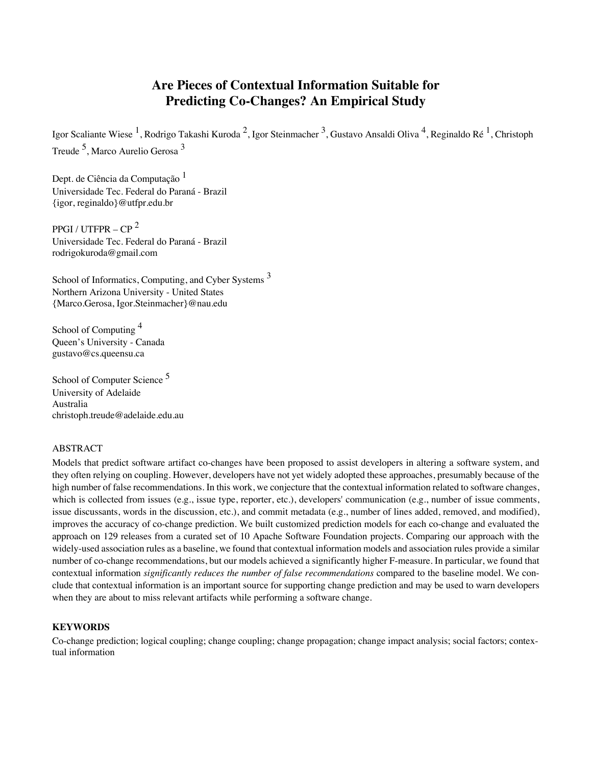# Are Pieces of Contextual Information Suitable for Predicting Co-Changes? An Empirical Study

Igor Scaliante Wiese [1], Rodrigo Takashi Kuroda [2], Igor Steinmacher [3], Gustavo Ansaldi Oliva [4], Reginaldo Ré [1], Christoph Treude [5], Marco Aurelio Gerosa [3]

Dept. de Ciência da Computação [1]
Universidade Tec. Federal do Paraná - Brazil
{igor, reginaldo}@utfpr.edu.br

PPGI / UTFPR – CP [2]
Universidade Tec. Federal do Paraná - Brazil
rodrigokuroda@gmail.com

School of Informatics, Computing, and Cyber Systems [3]
Northern Arizona University - United States
{Marco.Gerosa, Igor.Steinmacher}@nau.edu

School of Computing [4]
Queen's University - Canada
gustavo@cs.queensu.ca

School of Computer Science [5]
University of Adelaide
Australia
christoph.treude@adelaide.edu.au

## ABSTRACT

Models that predict software artifact co-changes have been proposed to assist developers in altering a software system, and they often relying on coupling. However, developers have not yet widely adopted these approaches, presumably because of the high number of false recommendations. In this work, we conjecture that the contextual information related to software changes, which is collected from issues (e.g., issue type, reporter, etc.), developers' communication (e.g., number of issue comments, issue discussants, words in the discussion, etc.), and commit metadata (e.g., number of lines added, removed, and modified), improves the accuracy of co-change prediction. We built customized prediction models for each co-change and evaluated the approach on 129 releases from a curated set of 10 Apache Software Foundation projects. Comparing our approach with the widely-used association rules as a baseline, we found that contextual information models and association rules provide a similar number of co-change recommendations, but our models achieved a significantly higher F-measure. In particular, we found that contextual information *significantly reduces the number of false recommendations* compared to the baseline model. We conclude that contextual information is an important source for supporting change prediction and may be used to warn developers when they are about to miss relevant artifacts while performing a software change.

### KEYWORDS

Co-change prediction; logical coupling; change coupling; change propagation; change impact analysis; social factors; contextual information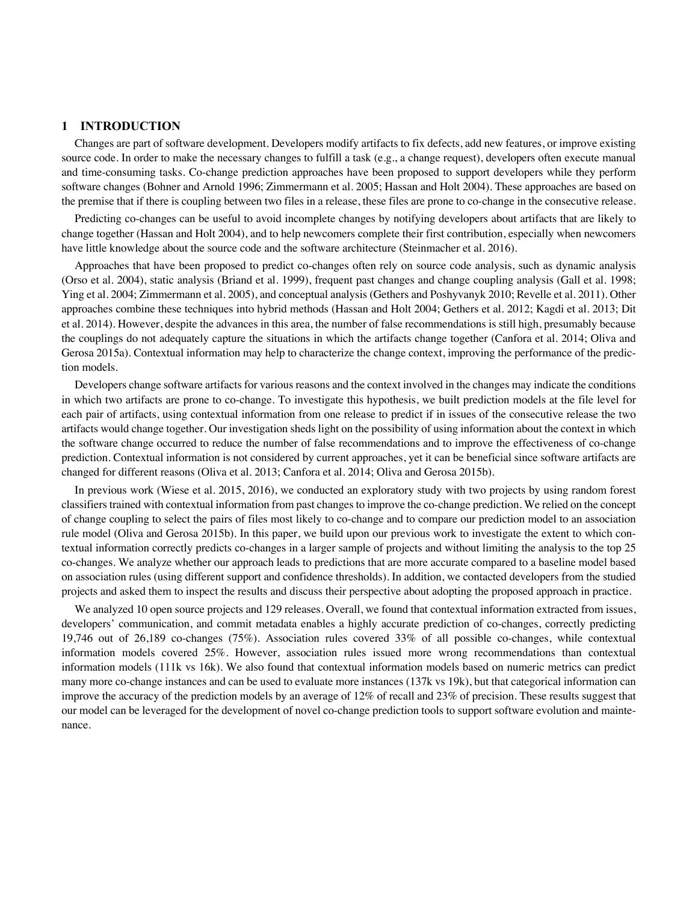# 1 INTRODUCTION

Changes are part of software development. Developers modify artifacts to fix defects, add new features, or improve existing source code. In order to make the necessary changes to fulfill a task (e.g., a change request), developers often execute manual and time-consuming tasks. Co-change prediction approaches have been proposed to support developers while they perform software changes (Bohner and Arnold 1996; Zimmermann et al. 2005; Hassan and Holt 2004). These approaches are based on the premise that if there is coupling between two files in a release, these files are prone to co-change in the consecutive release.

Predicting co-changes can be useful to avoid incomplete changes by notifying developers about artifacts that are likely to change together (Hassan and Holt 2004), and to help newcomers complete their first contribution, especially when newcomers have little knowledge about the source code and the software architecture (Steinmacher et al. 2016).

Approaches that have been proposed to predict co-changes often rely on source code analysis, such as dynamic analysis (Orso et al. 2004), static analysis (Briand et al. 1999), frequent past changes and change coupling analysis (Gall et al. 1998; Ying et al. 2004; Zimmermann et al. 2005), and conceptual analysis (Gethers and Poshyvanyk 2010; Revelle et al. 2011). Other approaches combine these techniques into hybrid methods (Hassan and Holt 2004; Gethers et al. 2012; Kagdi et al. 2013; Dit et al. 2014). However, despite the advances in this area, the number of false recommendations is still high, presumably because the couplings do not adequately capture the situations in which the artifacts change together (Canfora et al. 2014; Oliva and Gerosa 2015a). Contextual information may help to characterize the change context, improving the performance of the prediction models.

Developers change software artifacts for various reasons and the context involved in the changes may indicate the conditions in which two artifacts are prone to co-change. To investigate this hypothesis, we built prediction models at the file level for each pair of artifacts, using contextual information from one release to predict if in issues of the consecutive release the two artifacts would change together. Our investigation sheds light on the possibility of using information about the context in which the software change occurred to reduce the number of false recommendations and to improve the effectiveness of co-change prediction. Contextual information is not considered by current approaches, yet it can be beneficial since software artifacts are changed for different reasons (Oliva et al. 2013; Canfora et al. 2014; Oliva and Gerosa 2015b).

In previous work (Wiese et al. 2015, 2016), we conducted an exploratory study with two projects by using random forest classifiers trained with contextual information from past changes to improve the co-change prediction. We relied on the concept of change coupling to select the pairs of files most likely to co-change and to compare our prediction model to an association rule model (Oliva and Gerosa 2015b). In this paper, we build upon our previous work to investigate the extent to which contextual information correctly predicts co-changes in a larger sample of projects and without limiting the analysis to the top 25 co-changes. We analyze whether our approach leads to predictions that are more accurate compared to a baseline model based on association rules (using different support and confidence thresholds). In addition, we contacted developers from the studied projects and asked them to inspect the results and discuss their perspective about adopting the proposed approach in practice.

We analyzed 10 open source projects and 129 releases. Overall, we found that contextual information extracted from issues, developers' communication, and commit metadata enables a highly accurate prediction of co-changes, correctly predicting 19,746 out of 26,189 co-changes (75%). Association rules covered 33% of all possible co-changes, while contextual information models covered 25%. However, association rules issued more wrong recommendations than contextual information models (111k vs 16k). We also found that contextual information models based on numeric metrics can predict many more co-change instances and can be used to evaluate more instances (137k vs 19k), but that categorical information can improve the accuracy of the prediction models by an average of 12% of recall and 23% of precision. These results suggest that our model can be leveraged for the development of novel co-change prediction tools to support software evolution and maintenance.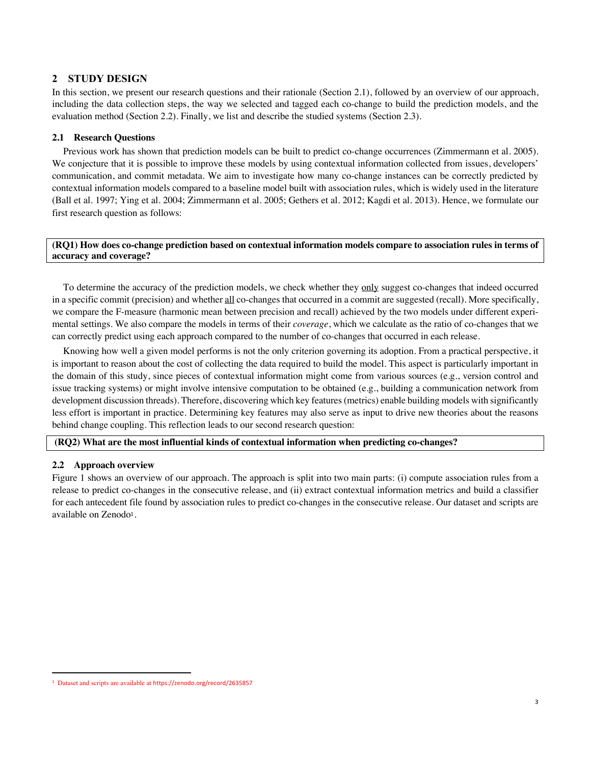## 2 STUDY DESIGN

In this section, we present our research questions and their rationale (Section 2.1), followed by an overview of our approach, including the data collection steps, the way we selected and tagged each co-change to build the prediction models, and the evaluation method (Section 2.2). Finally, we list and describe the studied systems (Section 2.3).

### 2.1 Research Questions

Previous work has shown that prediction models can be built to predict co-change occurrences (Zimmermann et al. 2005). We conjecture that it is possible to improve these models by using contextual information collected from issues, developers' communication, and commit metadata. We aim to investigate how many co-change instances can be correctly predicted by contextual information models compared to a baseline model built with association rules, which is widely used in the literature (Ball et al. 1997; Ying et al. 2004; Zimmermann et al. 2005; Gethers et al. 2012; Kagdi et al. 2013). Hence, we formulate our first research question as follows:

**(RQ1) How does co-change prediction based on contextual information models compare to association rules in terms of accuracy and coverage?**

To determine the accuracy of the prediction models, we check whether they only suggest co-changes that indeed occurred in a specific commit (precision) and whether all co-changes that occurred in a commit are suggested (recall). More specifically, we compare the F-measure (harmonic mean between precision and recall) achieved by the two models under different experimental settings. We also compare the models in terms of their *coverage*, which we calculate as the ratio of co-changes that we can correctly predict using each approach compared to the number of co-changes that occurred in each release.

Knowing how well a given model performs is not the only criterion governing its adoption. From a practical perspective, it is important to reason about the cost of collecting the data required to build the model. This aspect is particularly important in the domain of this study, since pieces of contextual information might come from various sources (e.g., version control and issue tracking systems) or might involve intensive computation to be obtained (e.g., building a communication network from development discussion threads). Therefore, discovering which key features (metrics) enable building models with significantly less effort is important in practice. Determining key features may also serve as input to drive new theories about the reasons behind change coupling. This reflection leads to our second research question:

**(RQ2) What are the most influential kinds of contextual information when predicting co-changes?**

### 2.2 Approach overview

Figure 1 shows an overview of our approach. The approach is split into two main parts: (i) compute association rules from a release to predict co-changes in the consecutive release, and (ii) extract contextual information metrics and build a classifier for each antecedent file found by association rules to predict co-changes in the consecutive release. Our dataset and scripts are available on Zenodo[1].

[1] Dataset and scripts are available at https://zenodo.org/record/2635857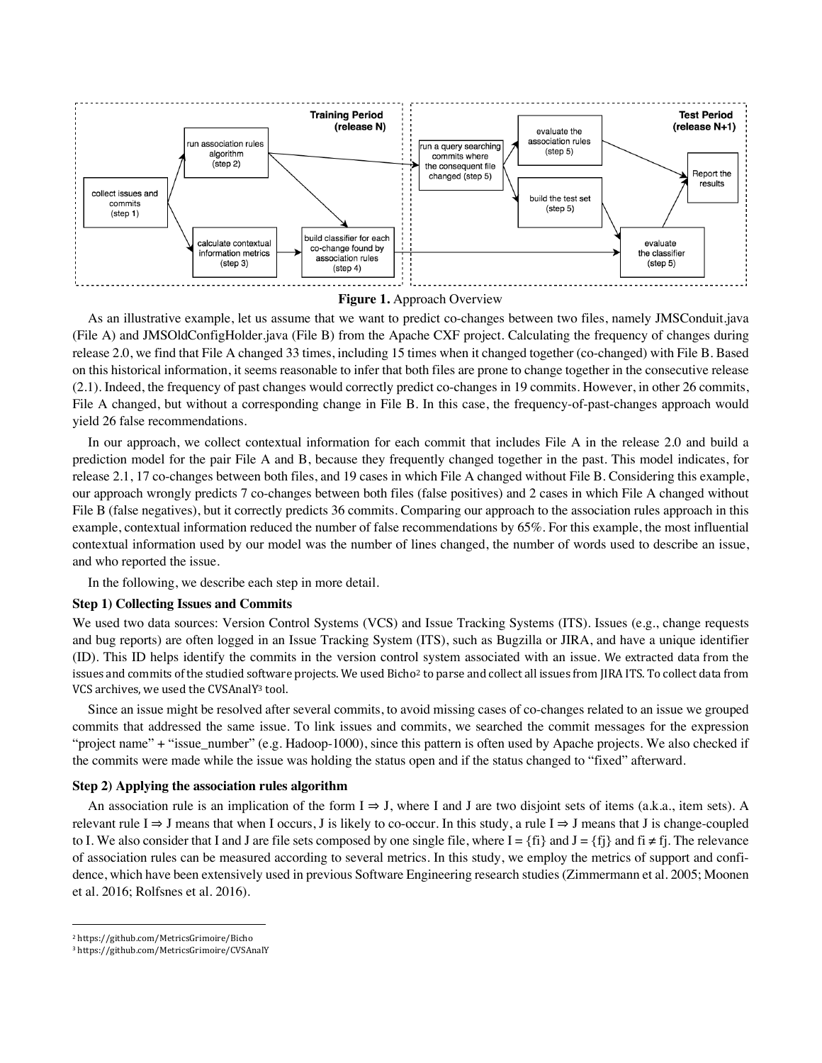Figure 1. Approach Overview

As an illustrative example, let us assume that we want to predict co-changes between two files, namely JMSConduit.java (File A) and JMSOldConfigHolder.java (File B) from the Apache CXF project. Calculating the frequency of changes during release 2.0, we find that File A changed 33 times, including 15 times when it changed together (co-changed) with File B. Based on this historical information, it seems reasonable to infer that both files are prone to change together in the consecutive release (2.1). Indeed, the frequency of past changes would correctly predict co-changes in 19 commits. However, in other 26 commits, File A changed, but without a corresponding change in File B. In this case, the frequency-of-past-changes approach would yield 26 false recommendations.

In our approach, we collect contextual information for each commit that includes File A in the release 2.0 and build a prediction model for the pair File A and B, because they frequently changed together in the past. This model indicates, for release 2.1, 17 co-changes between both files, and 19 cases in which File A changed without File B. Considering this example, our approach wrongly predicts 7 co-changes between both files (false positives) and 2 cases in which File A changed without File B (false negatives), but it correctly predicts 36 commits. Comparing our approach to the association rules approach in this example, contextual information reduced the number of false recommendations by 65%. For this example, the most influential contextual information used by our model was the number of lines changed, the number of words used to describe an issue, and who reported the issue.

In the following, we describe each step in more detail.

**Step 1) Collecting Issues and Commits**

We used two data sources: Version Control Systems (VCS) and Issue Tracking Systems (ITS). Issues (e.g., change requests and bug reports) are often logged in an Issue Tracking System (ITS), such as Bugzilla or JIRA, and have a unique identifier (ID). This ID helps identify the commits in the version control system associated with an issue. We extracted data from the issues and commits of the studied software projects. We used Bicho[2] to parse and collect all issues from JIRA ITS. To collect data from VCS archives, we used the CVSAnalY[3] tool.

Since an issue might be resolved after several commits, to avoid missing cases of co-changes related to an issue we grouped commits that addressed the same issue. To link issues and commits, we searched the commit messages for the expression "project name" + "issue_number" (e.g. Hadoop-1000), since this pattern is often used by Apache projects. We also checked if the commits were made while the issue was holding the status open and if the status changed to "fixed" afterward.

**Step 2) Applying the association rules algorithm**

An association rule is an implication of the form $I \Rightarrow J$, where I and J are two disjoint sets of items (a.k.a., item sets). A relevant rule $I \Rightarrow J$ means that when I occurs, J is likely to co-occur. In this study, a rule $I \Rightarrow J$ means that J is change-coupled to I. We also consider that I and J are file sets composed by one single file, where $I = \{fi\}$ and $J = \{fj\}$ and $fi \neq fj$. The relevance of association rules can be measured according to several metrics. In this study, we employ the metrics of support and confidence, which have been extensively used in previous Software Engineering research studies (Zimmermann et al. 2005; Moonen et al. 2016; Rolfsnes et al. 2016).

[2] https://github.com/MetricsGrimoire/Bicho

[3] https://github.com/MetricsGrimoire/CVSAnalY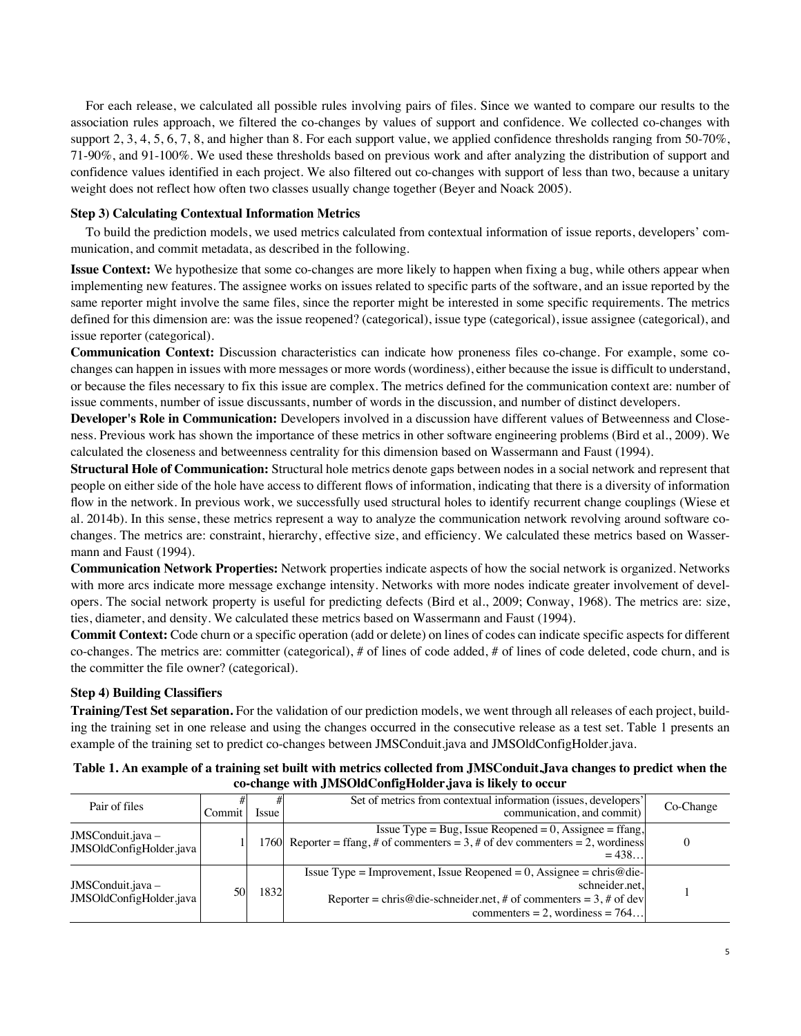For each release, we calculated all possible rules involving pairs of files. Since we wanted to compare our results to the association rules approach, we filtered the co-changes by values of support and confidence. We collected co-changes with support 2, 3, 4, 5, 6, 7, 8, and higher than 8. For each support value, we applied confidence thresholds ranging from 50-70%, 71-90%, and 91-100%. We used these thresholds based on previous work and after analyzing the distribution of support and confidence values identified in each project. We also filtered out co-changes with support of less than two, because a unitary weight does not reflect how often two classes usually change together (Beyer and Noack 2005).

**Step 3) Calculating Contextual Information Metrics**

To build the prediction models, we used metrics calculated from contextual information of issue reports, developers' communication, and commit metadata, as described in the following.

**Issue Context:** We hypothesize that some co-changes are more likely to happen when fixing a bug, while others appear when implementing new features. The assignee works on issues related to specific parts of the software, and an issue reported by the same reporter might involve the same files, since the reporter might be interested in some specific requirements. The metrics defined for this dimension are: was the issue reopened? (categorical), issue type (categorical), issue assignee (categorical), and issue reporter (categorical).

**Communication Context:** Discussion characteristics can indicate how proneness files co-change. For example, some co-changes can happen in issues with more messages or more words (wordiness), either because the issue is difficult to understand, or because the files necessary to fix this issue are complex. The metrics defined for the communication context are: number of issue comments, number of issue discussants, number of words in the discussion, and number of distinct developers.

**Developer's Role in Communication:** Developers involved in a discussion have different values of Betweenness and Closeness. Previous work has shown the importance of these metrics in other software engineering problems (Bird et al., 2009). We calculated the closeness and betweenness centrality for this dimension based on Wassermann and Faust (1994).

**Structural Hole of Communication:** Structural hole metrics denote gaps between nodes in a social network and represent that people on either side of the hole have access to different flows of information, indicating that there is a diversity of information flow in the network. In previous work, we successfully used structural holes to identify recurrent change couplings (Wiese et al. 2014b). In this sense, these metrics represent a way to analyze the communication network revolving around software co-changes. The metrics are: constraint, hierarchy, effective size, and efficiency. We calculated these metrics based on Wassermann and Faust (1994).

**Communication Network Properties:** Network properties indicate aspects of how the social network is organized. Networks with more arcs indicate more message exchange intensity. Networks with more nodes indicate greater involvement of developers. The social network property is useful for predicting defects (Bird et al., 2009; Conway, 1968). The metrics are: size, ties, diameter, and density. We calculated these metrics based on Wassermann and Faust (1994).

**Commit Context:** Code churn or a specific operation (add or delete) on lines of codes can indicate specific aspects for different co-changes. The metrics are: committer (categorical), # of lines of code added, # of lines of code deleted, code churn, and is the committer the file owner? (categorical).

**Step 4) Building Classifiers**

**Training/Test Set separation.** For the validation of our prediction models, we went through all releases of each project, building the training set in one release and using the changes occurred in the consecutive release as a test set. Table 1 presents an example of the training set to predict co-changes between JMSConduit.java and JMSOldConfigHolder.java.

**Table 1. An example of a training set built with metrics collected from JMSConduit.Java changes to predict when the co-change with JMSOldConfigHolder.java is likely to occur**

| Pair of files | # Commit | # Issue | Set of metrics from contextual information (issues, developers' communication, and commit) | Co-Change |
|---|---|---|---|---|
| JMSConduit.java – JMSOldConfigHolder.java | 1 | 1760 | Issue Type = Bug, Issue Reopened = 0, Assignee = ffang, Reporter = ffang, # of commenters = 3, # of dev commenters = 2, wordiness = 438… | 0 |
| JMSConduit.java – JMSOldConfigHolder.java | 50 | 1832 | Issue Type = Improvement, Issue Reopened = 0, Assignee = chris@die-schneider.net, Reporter = chris@die-schneider.net, # of commenters = 3, # of dev commenters = 2, wordiness = 764… | 1 |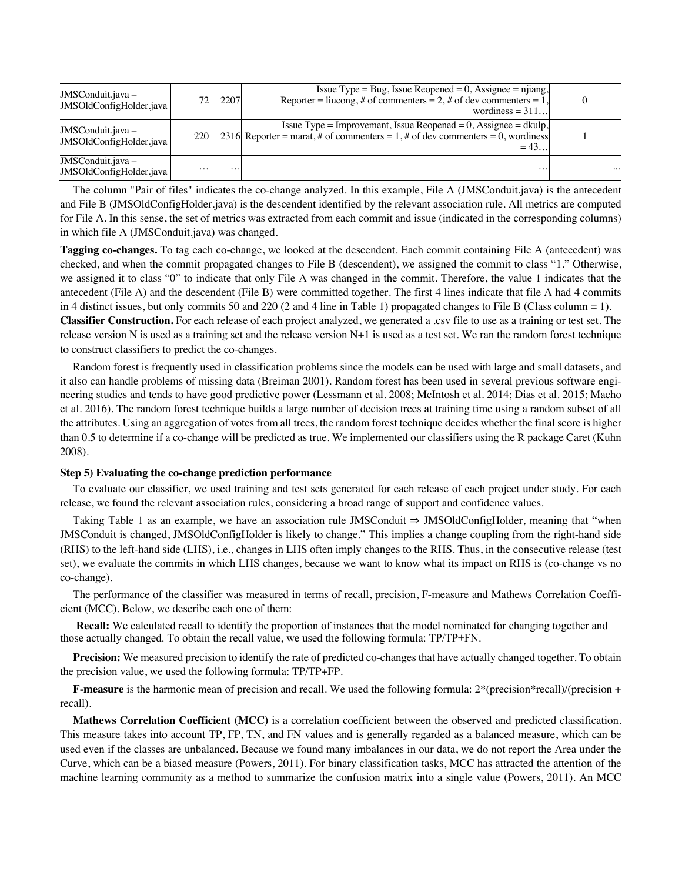| | | | | |
|---|---|---|---|---|
| JMSConduit.java – JMSOldConfigHolder.java | 72 | 2207 | Issue Type = Bug, Issue Reopened = 0, Assignee = njiang, Reporter = liucong, # of commenters = 2, # of dev commenters = 1, wordiness = 311… | 0 |
| JMSConduit.java – JMSOldConfigHolder.java | 220 | 2316 | Issue Type = Improvement, Issue Reopened = 0, Assignee = dkulp, Reporter = marat, # of commenters = 1, # of dev commenters = 0, wordiness = 43… | 1 |
| JMSConduit.java – JMSOldConfigHolder.java | … | … | … | ... |

The column "Pair of files" indicates the co-change analyzed. In this example, File A (JMSConduit.java) is the antecedent and File B (JMSOldConfigHolder.java) is the descendent identified by the relevant association rule. All metrics are computed for File A. In this sense, the set of metrics was extracted from each commit and issue (indicated in the corresponding columns) in which file A (JMSConduit.java) was changed.

**Tagging co-changes.** To tag each co-change, we looked at the descendent. Each commit containing File A (antecedent) was checked, and when the commit propagated changes to File B (descendent), we assigned the commit to class "1." Otherwise, we assigned it to class "0" to indicate that only File A was changed in the commit. Therefore, the value 1 indicates that the antecedent (File A) and the descendent (File B) were committed together. The first 4 lines indicate that file A had 4 commits in 4 distinct issues, but only commits 50 and 220 (2 and 4 line in Table 1) propagated changes to File B (Class column = 1).

**Classifier Construction.** For each release of each project analyzed, we generated a .csv file to use as a training or test set. The release version N is used as a training set and the release version N+1 is used as a test set. We ran the random forest technique to construct classifiers to predict the co-changes.

Random forest is frequently used in classification problems since the models can be used with large and small datasets, and it also can handle problems of missing data (Breiman 2001). Random forest has been used in several previous software engineering studies and tends to have good predictive power (Lessmann et al. 2008; McIntosh et al. 2014; Dias et al. 2015; Macho et al. 2016). The random forest technique builds a large number of decision trees at training time using a random subset of all the attributes. Using an aggregation of votes from all trees, the random forest technique decides whether the final score is higher than 0.5 to determine if a co-change will be predicted as true. We implemented our classifiers using the R package Caret (Kuhn 2008).

**Step 5) Evaluating the co-change prediction performance**

To evaluate our classifier, we used training and test sets generated for each release of each project under study. For each release, we found the relevant association rules, considering a broad range of support and confidence values.

Taking Table 1 as an example, we have an association rule JMSConduit ⇒ JMSOldConfigHolder, meaning that "when JMSConduit is changed, JMSOldConfigHolder is likely to change." This implies a change coupling from the right-hand side (RHS) to the left-hand side (LHS), i.e., changes in LHS often imply changes to the RHS. Thus, in the consecutive release (test set), we evaluate the commits in which LHS changes, because we want to know what its impact on RHS is (co-change vs no co-change).

The performance of the classifier was measured in terms of recall, precision, F-measure and Mathews Correlation Coefficient (MCC). Below, we describe each one of them:

**Recall:** We calculated recall to identify the proportion of instances that the model nominated for changing together and those actually changed. To obtain the recall value, we used the following formula: TP/TP+FN.

**Precision:** We measured precision to identify the rate of predicted co-changes that have actually changed together. To obtain the precision value, we used the following formula: TP/TP+FP.

**F-measure** is the harmonic mean of precision and recall. We used the following formula: 2*(precision*recall)/(precision + recall).

**Mathews Correlation Coefficient (MCC)** is a correlation coefficient between the observed and predicted classification. This measure takes into account TP, FP, TN, and FN values and is generally regarded as a balanced measure, which can be used even if the classes are unbalanced. Because we found many imbalances in our data, we do not report the Area under the Curve, which can be a biased measure (Powers, 2011). For binary classification tasks, MCC has attracted the attention of the machine learning community as a method to summarize the confusion matrix into a single value (Powers, 2011). An MCC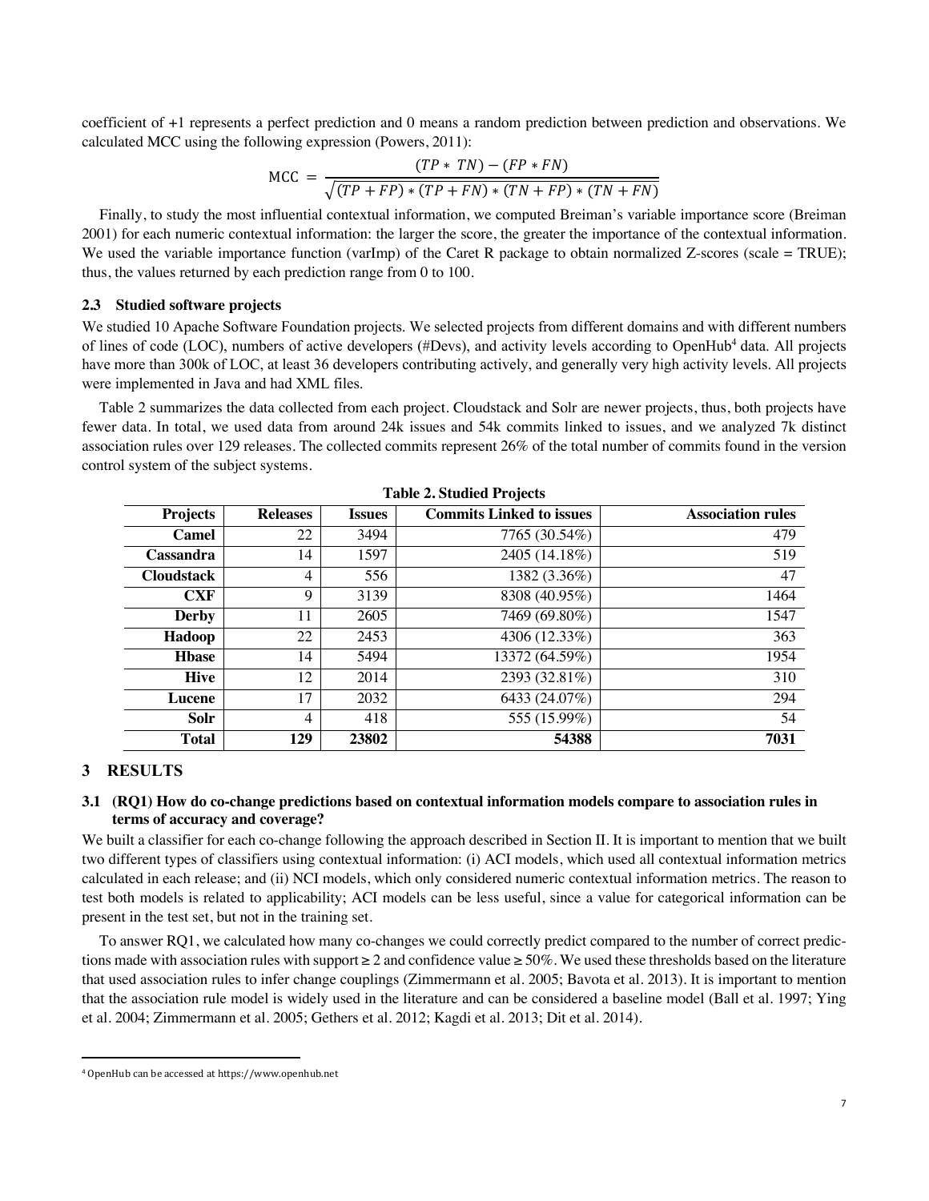coefficient of +1 represents a perfect prediction and 0 means a random prediction between prediction and observations. We calculated MCC using the following expression (Powers, 2011):

$$\text{MCC} = \frac{(TP * TN) - (FP * FN)}{\sqrt{(TP + FP) * (TP + FN) * (TN + FP) * (TN + FN)}}$$

Finally, to study the most influential contextual information, we computed Breiman's variable importance score (Breiman 2001) for each numeric contextual information: the larger the score, the greater the importance of the contextual information. We used the variable importance function (varImp) of the Caret R package to obtain normalized Z-scores (scale = TRUE); thus, the values returned by each prediction range from 0 to 100.

### 2.3 Studied software projects

We studied 10 Apache Software Foundation projects. We selected projects from different domains and with different numbers of lines of code (LOC), numbers of active developers (#Devs), and activity levels according to OpenHub[4] data. All projects have more than 300k of LOC, at least 36 developers contributing actively, and generally very high activity levels. All projects were implemented in Java and had XML files.

Table 2 summarizes the data collected from each project. Cloudstack and Solr are newer projects, thus, both projects have fewer data. In total, we used data from around 24k issues and 54k commits linked to issues, and we analyzed 7k distinct association rules over 129 releases. The collected commits represent 26% of the total number of commits found in the version control system of the subject systems.

**Table 2. Studied Projects**

| Projects | Releases | Issues | Commits Linked to issues | Association rules |
|---|---|---|---|---|
| **Camel** | 22 | 3494 | 7765 (30.54%) | 479 |
| **Cassandra** | 14 | 1597 | 2405 (14.18%) | 519 |
| **Cloudstack** | 4 | 556 | 1382 (3.36%) | 47 |
| **CXF** | 9 | 3139 | 8308 (40.95%) | 1464 |
| **Derby** | 11 | 2605 | 7469 (69.80%) | 1547 |
| **Hadoop** | 22 | 2453 | 4306 (12.33%) | 363 |
| **Hbase** | 14 | 5494 | 13372 (64.59%) | 1954 |
| **Hive** | 12 | 2014 | 2393 (32.81%) | 310 |
| **Lucene** | 17 | 2032 | 6433 (24.07%) | 294 |
| **Solr** | 4 | 418 | 555 (15.99%) | 54 |
| **Total** | **129** | **23802** | **54388** | **7031** |

## 3 RESULTS

### 3.1 (RQ1) How do co-change predictions based on contextual information models compare to association rules in terms of accuracy and coverage?

We built a classifier for each co-change following the approach described in Section II. It is important to mention that we built two different types of classifiers using contextual information: (i) ACI models, which used all contextual information metrics calculated in each release; and (ii) NCI models, which only considered numeric contextual information metrics. The reason to test both models is related to applicability; ACI models can be less useful, since a value for categorical information can be present in the test set, but not in the training set.

To answer RQ1, we calculated how many co-changes we could correctly predict compared to the number of correct predictions made with association rules with support ≥ 2 and confidence value ≥ 50%. We used these thresholds based on the literature that used association rules to infer change couplings (Zimmermann et al. 2005; Bavota et al. 2013). It is important to mention that the association rule model is widely used in the literature and can be considered a baseline model (Ball et al. 1997; Ying et al. 2004; Zimmermann et al. 2005; Gethers et al. 2012; Kagdi et al. 2013; Dit et al. 2014).

[4] OpenHub can be accessed at https://www.openhub.net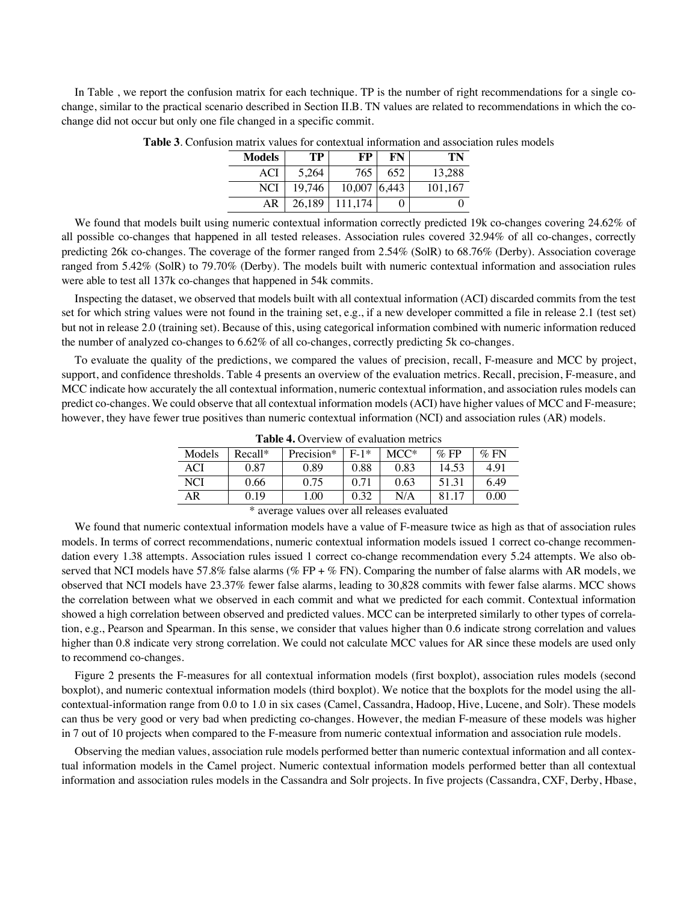In Table , we report the confusion matrix for each technique. TP is the number of right recommendations for a single co-change, similar to the practical scenario described in Section II.B. TN values are related to recommendations in which the co-change did not occur but only one file changed in a specific commit.

**Table 3**. Confusion matrix values for contextual information and association rules models

| Models | TP | FP | FN | TN |
|---|---|---|---|---|
| ACI | 5,264 | 765 | 652 | 13,288 |
| NCI | 19,746 | 10,007 | 6,443 | 101,167 |
| AR | 26,189 | 111,174 | 0 | 0 |

We found that models built using numeric contextual information correctly predicted 19k co-changes covering 24.62% of all possible co-changes that happened in all tested releases. Association rules covered 32.94% of all co-changes, correctly predicting 26k co-changes. The coverage of the former ranged from 2.54% (SolR) to 68.76% (Derby). Association coverage ranged from 5.42% (SolR) to 79.70% (Derby). The models built with numeric contextual information and association rules were able to test all 137k co-changes that happened in 54k commits.

Inspecting the dataset, we observed that models built with all contextual information (ACI) discarded commits from the test set for which string values were not found in the training set, e.g., if a new developer committed a file in release 2.1 (test set) but not in release 2.0 (training set). Because of this, using categorical information combined with numeric information reduced the number of analyzed co-changes to 6.62% of all co-changes, correctly predicting 5k co-changes.

To evaluate the quality of the predictions, we compared the values of precision, recall, F-measure and MCC by project, support, and confidence thresholds. Table 4 presents an overview of the evaluation metrics. Recall, precision, F-measure, and MCC indicate how accurately the all contextual information, numeric contextual information, and association rules models can predict co-changes. We could observe that all contextual information models (ACI) have higher values of MCC and F-measure; however, they have fewer true positives than numeric contextual information (NCI) and association rules (AR) models.

**Table 4.** Overview of evaluation metrics

| Models | Recall* | Precision* | F-1* | MCC* | % FP | % FN |
|---|---|---|---|---|---|---|
| ACI | 0.87 | 0.89 | 0.88 | 0.83 | 14.53 | 4.91 |
| NCI | 0.66 | 0.75 | 0.71 | 0.63 | 51.31 | 6.49 |
| AR | 0.19 | 1.00 | 0.32 | N/A | 81.17 | 0.00 |

\* average values over all releases evaluated

We found that numeric contextual information models have a value of F-measure twice as high as that of association rules models. In terms of correct recommendations, numeric contextual information models issued 1 correct co-change recommendation every 1.38 attempts. Association rules issued 1 correct co-change recommendation every 5.24 attempts. We also observed that NCI models have 57.8% false alarms (% FP + % FN). Comparing the number of false alarms with AR models, we observed that NCI models have 23.37% fewer false alarms, leading to 30,828 commits with fewer false alarms. MCC shows the correlation between what we observed in each commit and what we predicted for each commit. Contextual information showed a high correlation between observed and predicted values. MCC can be interpreted similarly to other types of correlation, e.g., Pearson and Spearman. In this sense, we consider that values higher than 0.6 indicate strong correlation and values higher than 0.8 indicate very strong correlation. We could not calculate MCC values for AR since these models are used only to recommend co-changes.

Figure 2 presents the F-measures for all contextual information models (first boxplot), association rules models (second boxplot), and numeric contextual information models (third boxplot). We notice that the boxplots for the model using the all-contextual-information range from 0.0 to 1.0 in six cases (Camel, Cassandra, Hadoop, Hive, Lucene, and Solr). These models can thus be very good or very bad when predicting co-changes. However, the median F-measure of these models was higher in 7 out of 10 projects when compared to the F-measure from numeric contextual information and association rule models.

Observing the median values, association rule models performed better than numeric contextual information and all contextual information models in the Camel project. Numeric contextual information models performed better than all contextual information and association rules models in the Cassandra and Solr projects. In five projects (Cassandra, CXF, Derby, Hbase,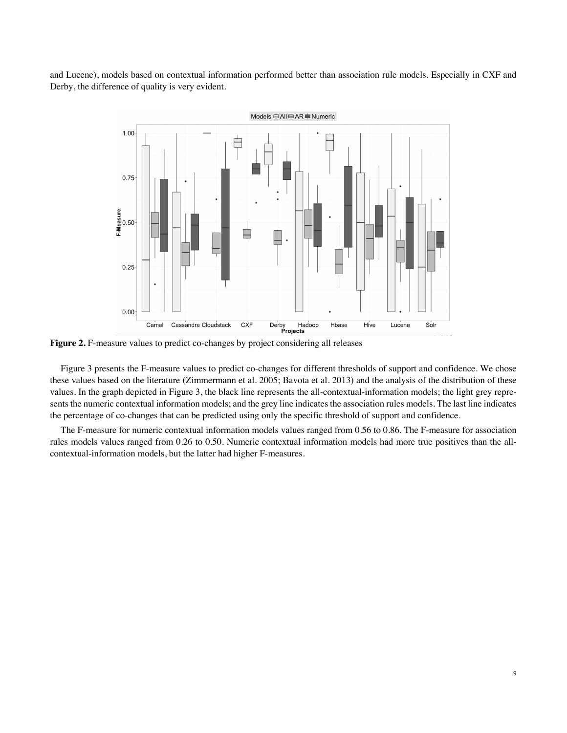and Lucene), models based on contextual information performed better than association rule models. Especially in CXF and Derby, the difference of quality is very evident.

**Figure 2.** F-measure values to predict co-changes by project considering all releases

Figure 3 presents the F-measure values to predict co-changes for different thresholds of support and confidence. We chose these values based on the literature (Zimmermann et al. 2005; Bavota et al. 2013) and the analysis of the distribution of these values. In the graph depicted in Figure 3, the black line represents the all-contextual-information models; the light grey represents the numeric contextual information models; and the grey line indicates the association rules models. The last line indicates the percentage of co-changes that can be predicted using only the specific threshold of support and confidence.

The F-measure for numeric contextual information models values ranged from 0.56 to 0.86. The F-measure for association rules models values ranged from 0.26 to 0.50. Numeric contextual information models had more true positives than the all-contextual-information models, but the latter had higher F-measures.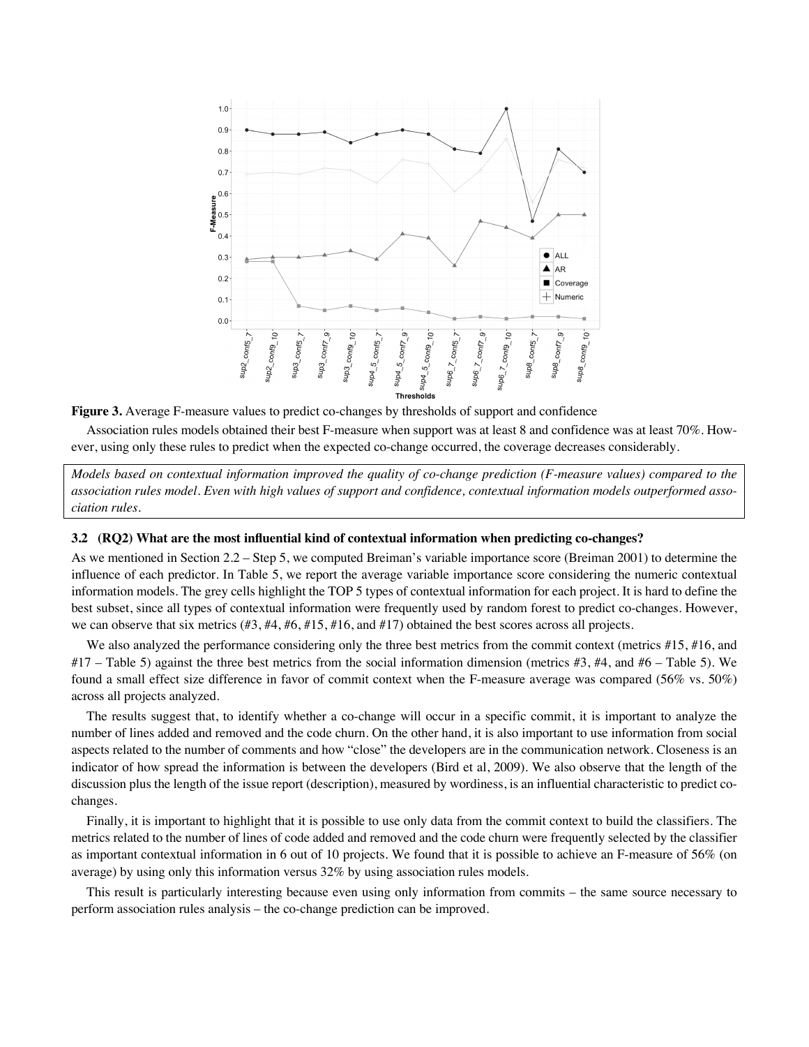**Figure 3.** Average F-measure values to predict co-changes by thresholds of support and confidence

Association rules models obtained their best F-measure when support was at least 8 and confidence was at least 70%. However, using only these rules to predict when the expected co-change occurred, the coverage decreases considerably.

> *Models based on contextual information improved the quality of co-change prediction (F-measure values) compared to the association rules model. Even with high values of support and confidence, contextual information models outperformed association rules.*

### 3.2 (RQ2) What are the most influential kind of contextual information when predicting co-changes?

As we mentioned in Section 2.2 – Step 5, we computed Breiman's variable importance score (Breiman 2001) to determine the influence of each predictor. In Table 5, we report the average variable importance score considering the numeric contextual information models. The grey cells highlight the TOP 5 types of contextual information for each project. It is hard to define the best subset, since all types of contextual information were frequently used by random forest to predict co-changes. However, we can observe that six metrics (#3, #4, #6, #15, #16, and #17) obtained the best scores across all projects.

We also analyzed the performance considering only the three best metrics from the commit context (metrics #15, #16, and #17 – Table 5) against the three best metrics from the social information dimension (metrics #3, #4, and #6 – Table 5). We found a small effect size difference in favor of commit context when the F-measure average was compared (56% vs. 50%) across all projects analyzed.

The results suggest that, to identify whether a co-change will occur in a specific commit, it is important to analyze the number of lines added and removed and the code churn. On the other hand, it is also important to use information from social aspects related to the number of comments and how "close" the developers are in the communication network. Closeness is an indicator of how spread the information is between the developers (Bird et al, 2009). We also observe that the length of the discussion plus the length of the issue report (description), measured by wordiness, is an influential characteristic to predict co-changes.

Finally, it is important to highlight that it is possible to use only data from the commit context to build the classifiers. The metrics related to the number of lines of code added and removed and the code churn were frequently selected by the classifier as important contextual information in 6 out of 10 projects. We found that it is possible to achieve an F-measure of 56% (on average) by using only this information versus 32% by using association rules models.

This result is particularly interesting because even using only information from commits – the same source necessary to perform association rules analysis – the co-change prediction can be improved.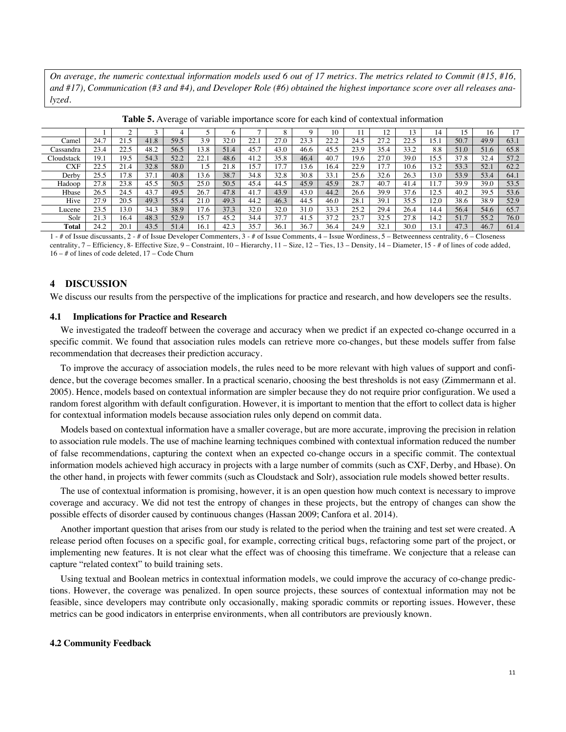*On average, the numeric contextual information models used 6 out of 17 metrics. The metrics related to Commit (#15, #16, and #17), Communication (#3 and #4), and Developer Role (#6) obtained the highest importance score over all releases analyzed.*

**Table 5.** Average of variable importance score for each kind of contextual information

| | 1 | 2 | 3 | 4 | 5 | 6 | 7 | 8 | 9 | 10 | 11 | 12 | 13 | 14 | 15 | 16 | 17 |
|---|---|---|---|---|---|---|---|---|---|---|---|---|---|---|---|---|---|
| Camel | 24.7 | 21.5 | 41.8 | 59.5 | 3.9 | 32.0 | 22.1 | 27.0 | 23.3 | 22.2 | 24.5 | 27.2 | 22.5 | 15.1 | 50.7 | 49.9 | 63.1 |
| Cassandra | 23.4 | 22.5 | 48.2 | 56.5 | 13.8 | 51.4 | 45.7 | 43.0 | 46.6 | 45.5 | 23.9 | 35.4 | 33.2 | 8.8 | 51.0 | 51.6 | 65.8 |
| Cloudstack | 19.1 | 19.5 | 54.3 | 52.2 | 22.1 | 48.6 | 41.2 | 35.8 | 46.4 | 40.7 | 19.6 | 27.0 | 39.0 | 15.5 | 37.8 | 32.4 | 57.2 |
| CXF | 22.5 | 21.4 | 32.8 | 58.0 | 1.5 | 21.8 | 15.7 | 17.7 | 13.6 | 16.4 | 22.9 | 17.7 | 10.6 | 13.2 | 53.3 | 52.1 | 62.2 |
| Derby | 25.5 | 17.8 | 37.1 | 40.8 | 13.6 | 38.7 | 34.8 | 32.8 | 30.8 | 33.1 | 25.6 | 32.6 | 26.3 | 13.0 | 53.9 | 53.4 | 64.1 |
| Hadoop | 27.8 | 23.8 | 45.5 | 50.5 | 25.0 | 50.5 | 45.4 | 44.5 | 45.9 | 45.9 | 28.7 | 40.7 | 41.4 | 11.7 | 39.9 | 39.0 | 53.5 |
| Hbase | 26.5 | 24.5 | 43.7 | 49.5 | 26.7 | 47.8 | 41.7 | 43.9 | 43.0 | 44.2 | 26.6 | 39.9 | 37.6 | 12.5 | 40.2 | 39.5 | 53.6 |
| Hive | 27.9 | 20.5 | 49.3 | 55.4 | 21.0 | 49.3 | 44.2 | 46.3 | 44.5 | 46.0 | 28.1 | 39.1 | 35.5 | 12.0 | 38.6 | 38.9 | 52.9 |
| Lucene | 23.5 | 13.0 | 34.3 | 38.9 | 17.6 | 37.3 | 32.0 | 32.0 | 31.0 | 33.3 | 25.2 | 29.4 | 26.4 | 14.4 | 56.4 | 54.6 | 65.7 |
| Solr | 21.3 | 16.4 | 48.3 | 52.9 | 15.7 | 45.2 | 34.4 | 37.7 | 41.5 | 37.2 | 23.7 | 32.5 | 27.8 | 14.2 | 51.7 | 55.2 | 76.0 |
| **Total** | 24.2 | 20.1 | 43.5 | 51.4 | 16.1 | 42.3 | 35.7 | 36.1 | 36.7 | 36.4 | 24.9 | 32.1 | 30.0 | 13.1 | 47.3 | 46.7 | 61.4 |

1 - # of Issue discussants, 2 - # of Issue Developer Commenters, 3 - # of Issue Comments, 4 – Issue Wordiness, 5 – Betweenness centrality, 6 – Closeness centrality, 7 – Efficiency, 8- Effective Size, 9 – Constraint, 10 – Hierarchy, 11 – Size, 12 – Ties, 13 – Density, 14 – Diameter, 15 - # of lines of code added, 16 – # of lines of code deleted, 17 – Code Churn

## 4 DISCUSSION

We discuss our results from the perspective of the implications for practice and research, and how developers see the results.

### 4.1 Implications for Practice and Research

We investigated the tradeoff between the coverage and accuracy when we predict if an expected co-change occurred in a specific commit. We found that association rules models can retrieve more co-changes, but these models suffer from false recommendation that decreases their prediction accuracy.

To improve the accuracy of association models, the rules need to be more relevant with high values of support and confidence, but the coverage becomes smaller. In a practical scenario, choosing the best thresholds is not easy (Zimmermann et al. 2005). Hence, models based on contextual information are simpler because they do not require prior configuration. We used a random forest algorithm with default configuration. However, it is important to mention that the effort to collect data is higher for contextual information models because association rules only depend on commit data.

Models based on contextual information have a smaller coverage, but are more accurate, improving the precision in relation to association rule models. The use of machine learning techniques combined with contextual information reduced the number of false recommendations, capturing the context when an expected co-change occurs in a specific commit. The contextual information models achieved high accuracy in projects with a large number of commits (such as CXF, Derby, and Hbase). On the other hand, in projects with fewer commits (such as Cloudstack and Solr), association rule models showed better results.

The use of contextual information is promising, however, it is an open question how much context is necessary to improve coverage and accuracy. We did not test the entropy of changes in these projects, but the entropy of changes can show the possible effects of disorder caused by continuous changes (Hassan 2009; Canfora et al. 2014).

Another important question that arises from our study is related to the period when the training and test set were created. A release period often focuses on a specific goal, for example, correcting critical bugs, refactoring some part of the project, or implementing new features. It is not clear what the effect was of choosing this timeframe. We conjecture that a release can capture "related context" to build training sets.

Using textual and Boolean metrics in contextual information models, we could improve the accuracy of co-change predictions. However, the coverage was penalized. In open source projects, these sources of contextual information may not be feasible, since developers may contribute only occasionally, making sporadic commits or reporting issues. However, these metrics can be good indicators in enterprise environments, when all contributors are previously known.

### 4.2 Community Feedback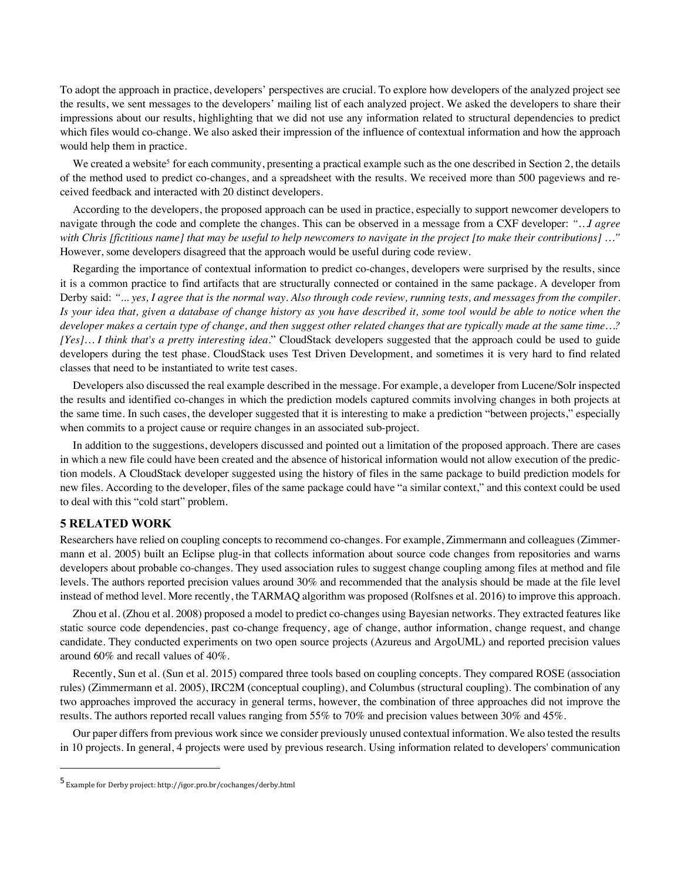To adopt the approach in practice, developers' perspectives are crucial. To explore how developers of the analyzed project see the results, we sent messages to the developers' mailing list of each analyzed project. We asked the developers to share their impressions about our results, highlighting that we did not use any information related to structural dependencies to predict which files would co-change. We also asked their impression of the influence of contextual information and how the approach would help them in practice.

We created a website[5] for each community, presenting a practical example such as the one described in Section 2, the details of the method used to predict co-changes, and a spreadsheet with the results. We received more than 500 pageviews and received feedback and interacted with 20 distinct developers.

According to the developers, the proposed approach can be used in practice, especially to support newcomer developers to navigate through the code and complete the changes. This can be observed in a message from a CXF developer: *"…I agree with Chris [fictitious name] that may be useful to help newcomers to navigate in the project [to make their contributions] …"* However, some developers disagreed that the approach would be useful during code review.

Regarding the importance of contextual information to predict co-changes, developers were surprised by the results, since it is a common practice to find artifacts that are structurally connected or contained in the same package. A developer from Derby said: *"... yes, I agree that is the normal way. Also through code review, running tests, and messages from the compiler. Is your idea that, given a database of change history as you have described it, some tool would be able to notice when the developer makes a certain type of change, and then suggest other related changes that are typically made at the same time…? [Yes]… I think that's a pretty interesting idea.*" CloudStack developers suggested that the approach could be used to guide developers during the test phase. CloudStack uses Test Driven Development, and sometimes it is very hard to find related classes that need to be instantiated to write test cases.

Developers also discussed the real example described in the message. For example, a developer from Lucene/Solr inspected the results and identified co-changes in which the prediction models captured commits involving changes in both projects at the same time. In such cases, the developer suggested that it is interesting to make a prediction "between projects," especially when commits to a project cause or require changes in an associated sub-project.

In addition to the suggestions, developers discussed and pointed out a limitation of the proposed approach. There are cases in which a new file could have been created and the absence of historical information would not allow execution of the prediction models. A CloudStack developer suggested using the history of files in the same package to build prediction models for new files. According to the developer, files of the same package could have "a similar context," and this context could be used to deal with this "cold start" problem.

## 5 RELATED WORK

Researchers have relied on coupling concepts to recommend co-changes. For example, Zimmermann and colleagues (Zimmermann et al. 2005) built an Eclipse plug-in that collects information about source code changes from repositories and warns developers about probable co-changes. They used association rules to suggest change coupling among files at method and file levels. The authors reported precision values around 30% and recommended that the analysis should be made at the file level instead of method level. More recently, the TARMAQ algorithm was proposed (Rolfsnes et al. 2016) to improve this approach.

Zhou et al. (Zhou et al. 2008) proposed a model to predict co-changes using Bayesian networks. They extracted features like static source code dependencies, past co-change frequency, age of change, author information, change request, and change candidate. They conducted experiments on two open source projects (Azureus and ArgoUML) and reported precision values around 60% and recall values of 40%.

Recently, Sun et al. (Sun et al. 2015) compared three tools based on coupling concepts. They compared ROSE (association rules) (Zimmermann et al. 2005), IRC2M (conceptual coupling), and Columbus (structural coupling). The combination of any two approaches improved the accuracy in general terms, however, the combination of three approaches did not improve the results. The authors reported recall values ranging from 55% to 70% and precision values between 30% and 45%.

Our paper differs from previous work since we consider previously unused contextual information. We also tested the results in 10 projects. In general, 4 projects were used by previous research. Using information related to developers' communication

[5] Example for Derby project: http://igor.pro.br/cochanges/derby.html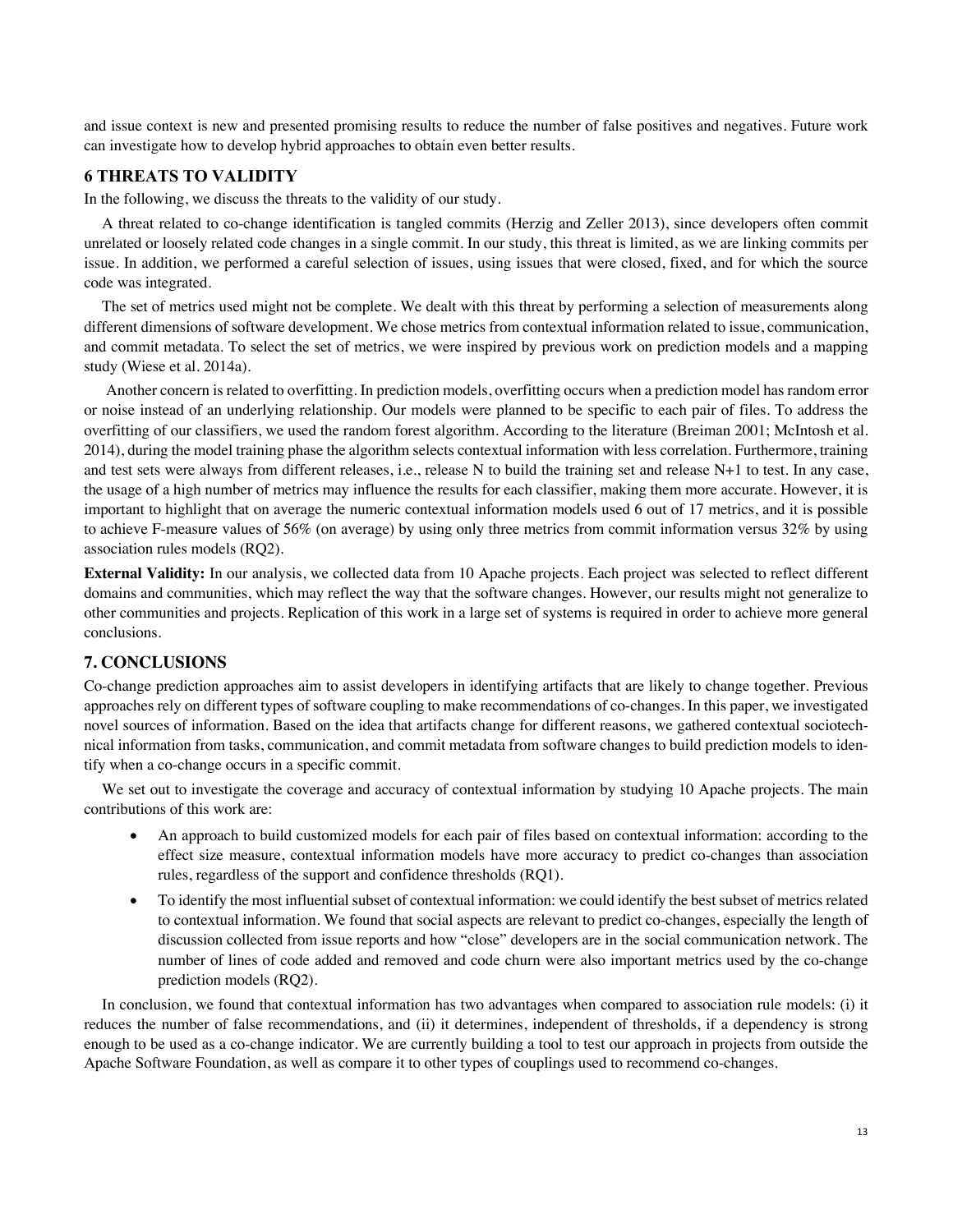and issue context is new and presented promising results to reduce the number of false positives and negatives. Future work can investigate how to develop hybrid approaches to obtain even better results.

## 6 THREATS TO VALIDITY

In the following, we discuss the threats to the validity of our study.

A threat related to co-change identification is tangled commits (Herzig and Zeller 2013), since developers often commit unrelated or loosely related code changes in a single commit. In our study, this threat is limited, as we are linking commits per issue. In addition, we performed a careful selection of issues, using issues that were closed, fixed, and for which the source code was integrated.

The set of metrics used might not be complete. We dealt with this threat by performing a selection of measurements along different dimensions of software development. We chose metrics from contextual information related to issue, communication, and commit metadata. To select the set of metrics, we were inspired by previous work on prediction models and a mapping study (Wiese et al. 2014a).

Another concern is related to overfitting. In prediction models, overfitting occurs when a prediction model has random error or noise instead of an underlying relationship. Our models were planned to be specific to each pair of files. To address the overfitting of our classifiers, we used the random forest algorithm. According to the literature (Breiman 2001; McIntosh et al. 2014), during the model training phase the algorithm selects contextual information with less correlation. Furthermore, training and test sets were always from different releases, i.e., release N to build the training set and release N+1 to test. In any case, the usage of a high number of metrics may influence the results for each classifier, making them more accurate. However, it is important to highlight that on average the numeric contextual information models used 6 out of 17 metrics, and it is possible to achieve F-measure values of 56% (on average) by using only three metrics from commit information versus 32% by using association rules models (RQ2).

**External Validity:** In our analysis, we collected data from 10 Apache projects. Each project was selected to reflect different domains and communities, which may reflect the way that the software changes. However, our results might not generalize to other communities and projects. Replication of this work in a large set of systems is required in order to achieve more general conclusions.

## 7. CONCLUSIONS

Co-change prediction approaches aim to assist developers in identifying artifacts that are likely to change together. Previous approaches rely on different types of software coupling to make recommendations of co-changes. In this paper, we investigated novel sources of information. Based on the idea that artifacts change for different reasons, we gathered contextual sociotechnical information from tasks, communication, and commit metadata from software changes to build prediction models to identify when a co-change occurs in a specific commit.

We set out to investigate the coverage and accuracy of contextual information by studying 10 Apache projects. The main contributions of this work are:

- An approach to build customized models for each pair of files based on contextual information: according to the effect size measure, contextual information models have more accuracy to predict co-changes than association rules, regardless of the support and confidence thresholds (RQ1).
- To identify the most influential subset of contextual information: we could identify the best subset of metrics related to contextual information. We found that social aspects are relevant to predict co-changes, especially the length of discussion collected from issue reports and how "close" developers are in the social communication network. The number of lines of code added and removed and code churn were also important metrics used by the co-change prediction models (RQ2).

In conclusion, we found that contextual information has two advantages when compared to association rule models: (i) it reduces the number of false recommendations, and (ii) it determines, independent of thresholds, if a dependency is strong enough to be used as a co-change indicator. We are currently building a tool to test our approach in projects from outside the Apache Software Foundation, as well as compare it to other types of couplings used to recommend co-changes.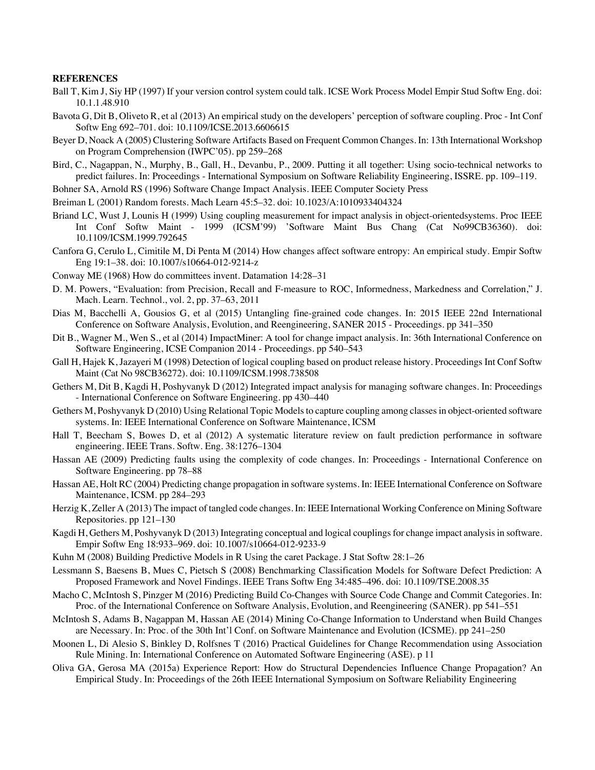**REFERENCES**

Ball T, Kim J, Siy HP (1997) If your version control system could talk. ICSE Work Process Model Empir Stud Softw Eng. doi: 10.1.1.48.910

Bavota G, Dit B, Oliveto R, et al (2013) An empirical study on the developers' perception of software coupling. Proc - Int Conf Softw Eng 692–701. doi: 10.1109/ICSE.2013.6606615

Beyer D, Noack A (2005) Clustering Software Artifacts Based on Frequent Common Changes. In: 13th International Workshop on Program Comprehension (IWPC'05). pp 259–268

Bird, C., Nagappan, N., Murphy, B., Gall, H., Devanbu, P., 2009. Putting it all together: Using socio-technical networks to predict failures. In: Proceedings - International Symposium on Software Reliability Engineering, ISSRE. pp. 109–119.

Bohner SA, Arnold RS (1996) Software Change Impact Analysis. IEEE Computer Society Press

Breiman L (2001) Random forests. Mach Learn 45:5–32. doi: 10.1023/A:1010933404324

Briand LC, Wust J, Lounis H (1999) Using coupling measurement for impact analysis in object-orientedsystems. Proc IEEE Int Conf Softw Maint - 1999 (ICSM'99) 'Software Maint Bus Chang (Cat No99CB36360). doi: 10.1109/ICSM.1999.792645

Canfora G, Cerulo L, Cimitile M, Di Penta M (2014) How changes affect software entropy: An empirical study. Empir Softw Eng 19:1–38. doi: 10.1007/s10664-012-9214-z

Conway ME (1968) How do committees invent. Datamation 14:28–31

D. M. Powers, "Evaluation: from Precision, Recall and F-measure to ROC, Informedness, Markedness and Correlation," J. Mach. Learn. Technol., vol. 2, pp. 37–63, 2011

Dias M, Bacchelli A, Gousios G, et al (2015) Untangling fine-grained code changes. In: 2015 IEEE 22nd International Conference on Software Analysis, Evolution, and Reengineering, SANER 2015 - Proceedings. pp 341–350

Dit B., Wagner M., Wen S., et al (2014) ImpactMiner: A tool for change impact analysis. In: 36th International Conference on Software Engineering, ICSE Companion 2014 - Proceedings. pp 540–543

Gall H, Hajek K, Jazayeri M (1998) Detection of logical coupling based on product release history. Proceedings Int Conf Softw Maint (Cat No 98CB36272). doi: 10.1109/ICSM.1998.738508

Gethers M, Dit B, Kagdi H, Poshyvanyk D (2012) Integrated impact analysis for managing software changes. In: Proceedings - International Conference on Software Engineering. pp 430–440

Gethers M, Poshyvanyk D (2010) Using Relational Topic Models to capture coupling among classes in object-oriented software systems. In: IEEE International Conference on Software Maintenance, ICSM

Hall T, Beecham S, Bowes D, et al (2012) A systematic literature review on fault prediction performance in software engineering. IEEE Trans. Softw. Eng. 38:1276–1304

Hassan AE (2009) Predicting faults using the complexity of code changes. In: Proceedings - International Conference on Software Engineering. pp 78–88

Hassan AE, Holt RC (2004) Predicting change propagation in software systems. In: IEEE International Conference on Software Maintenance, ICSM. pp 284–293

Herzig K, Zeller A (2013) The impact of tangled code changes. In: IEEE International Working Conference on Mining Software Repositories. pp 121–130

Kagdi H, Gethers M, Poshyvanyk D (2013) Integrating conceptual and logical couplings for change impact analysis in software. Empir Softw Eng 18:933–969. doi: 10.1007/s10664-012-9233-9

Kuhn M (2008) Building Predictive Models in R Using the caret Package. J Stat Softw 28:1–26

Lessmann S, Baesens B, Mues C, Pietsch S (2008) Benchmarking Classification Models for Software Defect Prediction: A Proposed Framework and Novel Findings. IEEE Trans Softw Eng 34:485–496. doi: 10.1109/TSE.2008.35

Macho C, McIntosh S, Pinzger M (2016) Predicting Build Co-Changes with Source Code Change and Commit Categories. In: Proc. of the International Conference on Software Analysis, Evolution, and Reengineering (SANER). pp 541–551

McIntosh S, Adams B, Nagappan M, Hassan AE (2014) Mining Co-Change Information to Understand when Build Changes are Necessary. In: Proc. of the 30th Int'l Conf. on Software Maintenance and Evolution (ICSME). pp 241–250

Moonen L, Di Alesio S, Binkley D, Rolfsnes T (2016) Practical Guidelines for Change Recommendation using Association Rule Mining. In: International Conference on Automated Software Engineering (ASE). p 11

Oliva GA, Gerosa MA (2015a) Experience Report: How do Structural Dependencies Influence Change Propagation? An Empirical Study. In: Proceedings of the 26th IEEE International Symposium on Software Reliability Engineering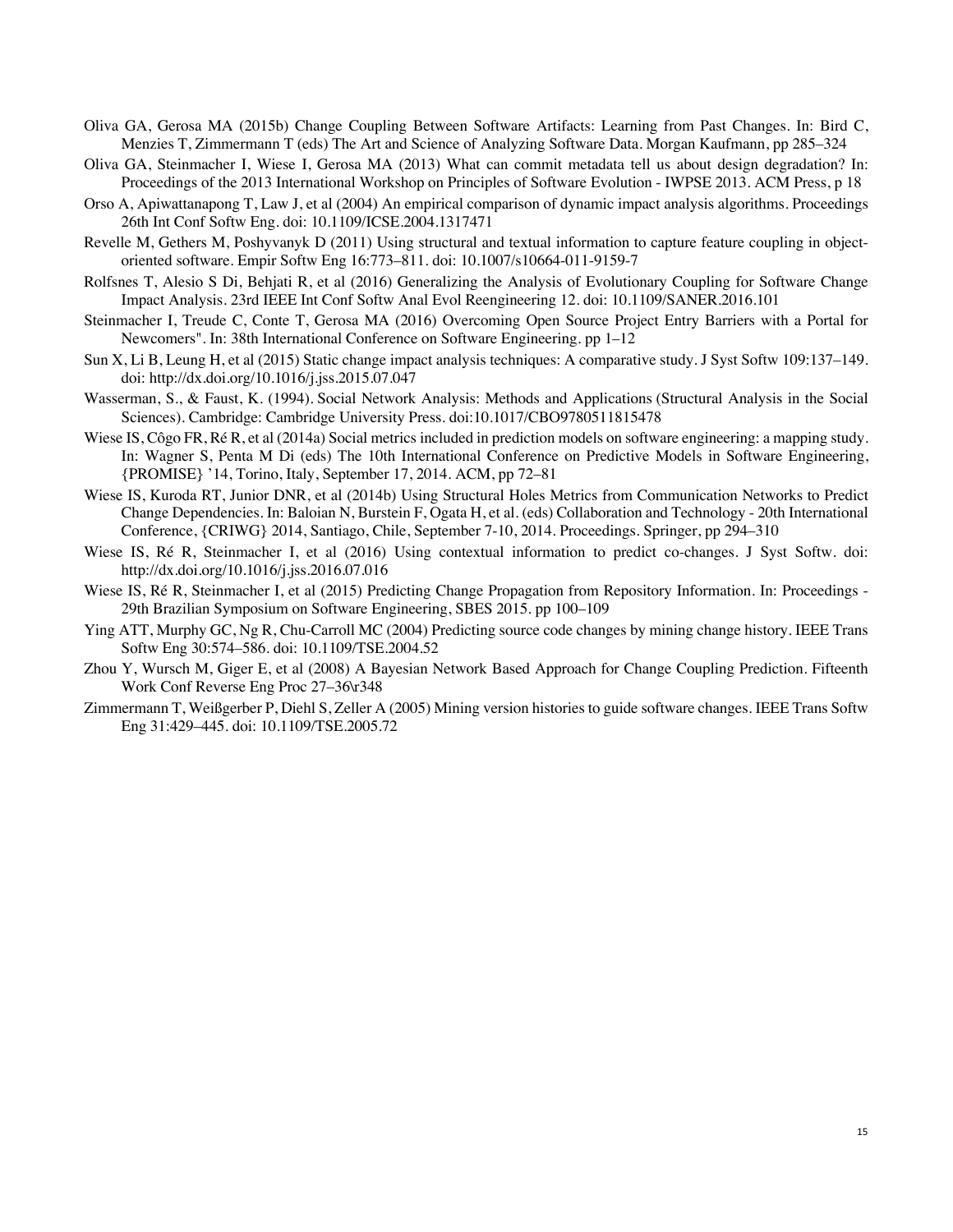Oliva GA, Gerosa MA (2015b) Change Coupling Between Software Artifacts: Learning from Past Changes. In: Bird C, Menzies T, Zimmermann T (eds) The Art and Science of Analyzing Software Data. Morgan Kaufmann, pp 285–324

Oliva GA, Steinmacher I, Wiese I, Gerosa MA (2013) What can commit metadata tell us about design degradation? In: Proceedings of the 2013 International Workshop on Principles of Software Evolution - IWPSE 2013. ACM Press, p 18

Orso A, Apiwattanapong T, Law J, et al (2004) An empirical comparison of dynamic impact analysis algorithms. Proceedings 26th Int Conf Softw Eng. doi: 10.1109/ICSE.2004.1317471

Revelle M, Gethers M, Poshyvanyk D (2011) Using structural and textual information to capture feature coupling in object-oriented software. Empir Softw Eng 16:773–811. doi: 10.1007/s10664-011-9159-7

Rolfsnes T, Alesio S Di, Behjati R, et al (2016) Generalizing the Analysis of Evolutionary Coupling for Software Change Impact Analysis. 23rd IEEE Int Conf Softw Anal Evol Reengineering 12. doi: 10.1109/SANER.2016.101

Steinmacher I, Treude C, Conte T, Gerosa MA (2016) Overcoming Open Source Project Entry Barriers with a Portal for Newcomers". In: 38th International Conference on Software Engineering. pp 1–12

Sun X, Li B, Leung H, et al (2015) Static change impact analysis techniques: A comparative study. J Syst Softw 109:137–149. doi: http://dx.doi.org/10.1016/j.jss.2015.07.047

Wasserman, S., & Faust, K. (1994). Social Network Analysis: Methods and Applications (Structural Analysis in the Social Sciences). Cambridge: Cambridge University Press. doi:10.1017/CBO9780511815478

Wiese IS, Côgo FR, Ré R, et al (2014a) Social metrics included in prediction models on software engineering: a mapping study. In: Wagner S, Penta M Di (eds) The 10th International Conference on Predictive Models in Software Engineering, {PROMISE} '14, Torino, Italy, September 17, 2014. ACM, pp 72–81

Wiese IS, Kuroda RT, Junior DNR, et al (2014b) Using Structural Holes Metrics from Communication Networks to Predict Change Dependencies. In: Baloian N, Burstein F, Ogata H, et al. (eds) Collaboration and Technology - 20th International Conference, {CRIWG} 2014, Santiago, Chile, September 7-10, 2014. Proceedings. Springer, pp 294–310

Wiese IS, Ré R, Steinmacher I, et al (2016) Using contextual information to predict co-changes. J Syst Softw. doi: http://dx.doi.org/10.1016/j.jss.2016.07.016

Wiese IS, Ré R, Steinmacher I, et al (2015) Predicting Change Propagation from Repository Information. In: Proceedings - 29th Brazilian Symposium on Software Engineering, SBES 2015. pp 100–109

Ying ATT, Murphy GC, Ng R, Chu-Carroll MC (2004) Predicting source code changes by mining change history. IEEE Trans Softw Eng 30:574–586. doi: 10.1109/TSE.2004.52

Zhou Y, Wursch M, Giger E, et al (2008) A Bayesian Network Based Approach for Change Coupling Prediction. Fifteenth Work Conf Reverse Eng Proc 27–36\r348

Zimmermann T, Weißgerber P, Diehl S, Zeller A (2005) Mining version histories to guide software changes. IEEE Trans Softw Eng 31:429–445. doi: 10.1109/TSE.2005.72